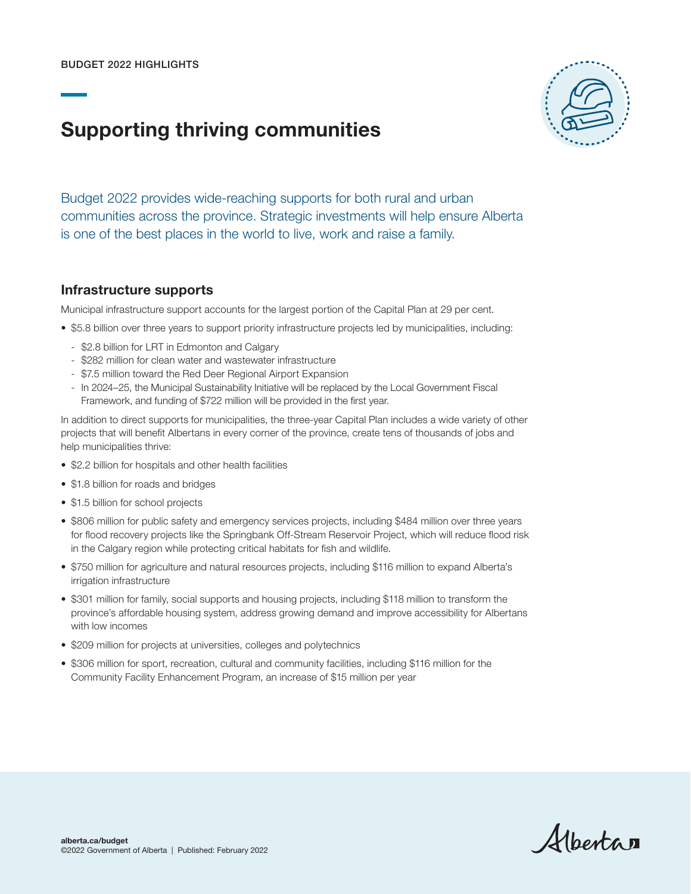BUDGET 2022 HIGHLIGHTS

# Supporting thriving communities

Budget 2022 provides wide-reaching supports for both rural and urban communities across the province. Strategic investments will help ensure Alberta is one of the best places in the world to live, work and raise a family.

## Infrastructure supports

Municipal infrastructure support accounts for the largest portion of the Capital Plan at 29 per cent.

- $5.8 billion over three years to support priority infrastructure projects led by municipalities, including:
  - $2.8 billion for LRT in Edmonton and Calgary
  - $282 million for clean water and wastewater infrastructure
  - $7.5 million toward the Red Deer Regional Airport Expansion
  - In 2024–25, the Municipal Sustainability Initiative will be replaced by the Local Government Fiscal Framework, and funding of $722 million will be provided in the first year.

In addition to direct supports for municipalities, the three-year Capital Plan includes a wide variety of other projects that will benefit Albertans in every corner of the province, create tens of thousands of jobs and help municipalities thrive:

- $2.2 billion for hospitals and other health facilities
- $1.8 billion for roads and bridges
- $1.5 billion for school projects
- $806 million for public safety and emergency services projects, including $484 million over three years for flood recovery projects like the Springbank Off-Stream Reservoir Project, which will reduce flood risk in the Calgary region while protecting critical habitats for fish and wildlife.
- $750 million for agriculture and natural resources projects, including $116 million to expand Alberta's irrigation infrastructure
- $301 million for family, social supports and housing projects, including $118 million to transform the province's affordable housing system, address growing demand and improve accessibility for Albertans with low incomes
- $209 million for projects at universities, colleges and polytechnics
- $306 million for sport, recreation, cultural and community facilities, including $116 million for the Community Facility Enhancement Program, an increase of $15 million per year

**alberta.ca/budget**
©2022 Government of Alberta | Published: February 2022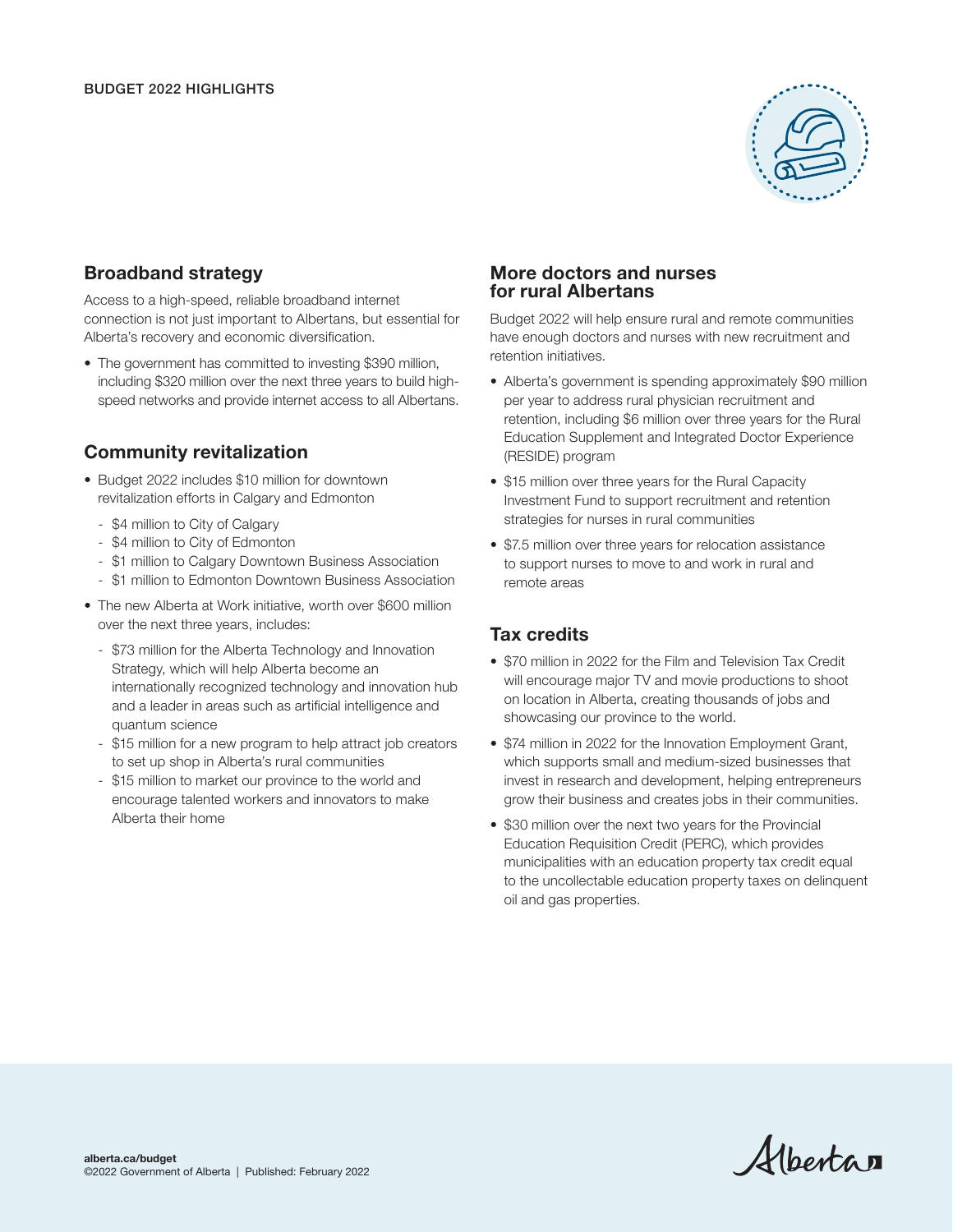## Broadband strategy

Access to a high-speed, reliable broadband internet connection is not just important to Albertans, but essential for Alberta's recovery and economic diversification.

- The government has committed to investing $390 million, including $320 million over the next three years to build high-speed networks and provide internet access to all Albertans.

## Community revitalization

- Budget 2022 includes $10 million for downtown revitalization efforts in Calgary and Edmonton
  - $4 million to City of Calgary
  - $4 million to City of Edmonton
  - $1 million to Calgary Downtown Business Association
  - $1 million to Edmonton Downtown Business Association
- The new Alberta at Work initiative, worth over $600 million over the next three years, includes:
  - $73 million for the Alberta Technology and Innovation Strategy, which will help Alberta become an internationally recognized technology and innovation hub and a leader in areas such as artificial intelligence and quantum science
  - $15 million for a new program to help attract job creators to set up shop in Alberta's rural communities
  - $15 million to market our province to the world and encourage talented workers and innovators to make Alberta their home

## More doctors and nurses for rural Albertans

Budget 2022 will help ensure rural and remote communities have enough doctors and nurses with new recruitment and retention initiatives.

- Alberta's government is spending approximately $90 million per year to address rural physician recruitment and retention, including $6 million over three years for the Rural Education Supplement and Integrated Doctor Experience (RESIDE) program
- $15 million over three years for the Rural Capacity Investment Fund to support recruitment and retention strategies for nurses in rural communities
- $7.5 million over three years for relocation assistance to support nurses to move to and work in rural and remote areas

## Tax credits

- $70 million in 2022 for the Film and Television Tax Credit will encourage major TV and movie productions to shoot on location in Alberta, creating thousands of jobs and showcasing our province to the world.
- $74 million in 2022 for the Innovation Employment Grant, which supports small and medium-sized businesses that invest in research and development, helping entrepreneurs grow their business and creates jobs in their communities.
- $30 million over the next two years for the Provincial Education Requisition Credit (PERC), which provides municipalities with an education property tax credit equal to the uncollectable education property taxes on delinquent oil and gas properties.

**alberta.ca/budget**
©2022 Government of Alberta | Published: February 2022